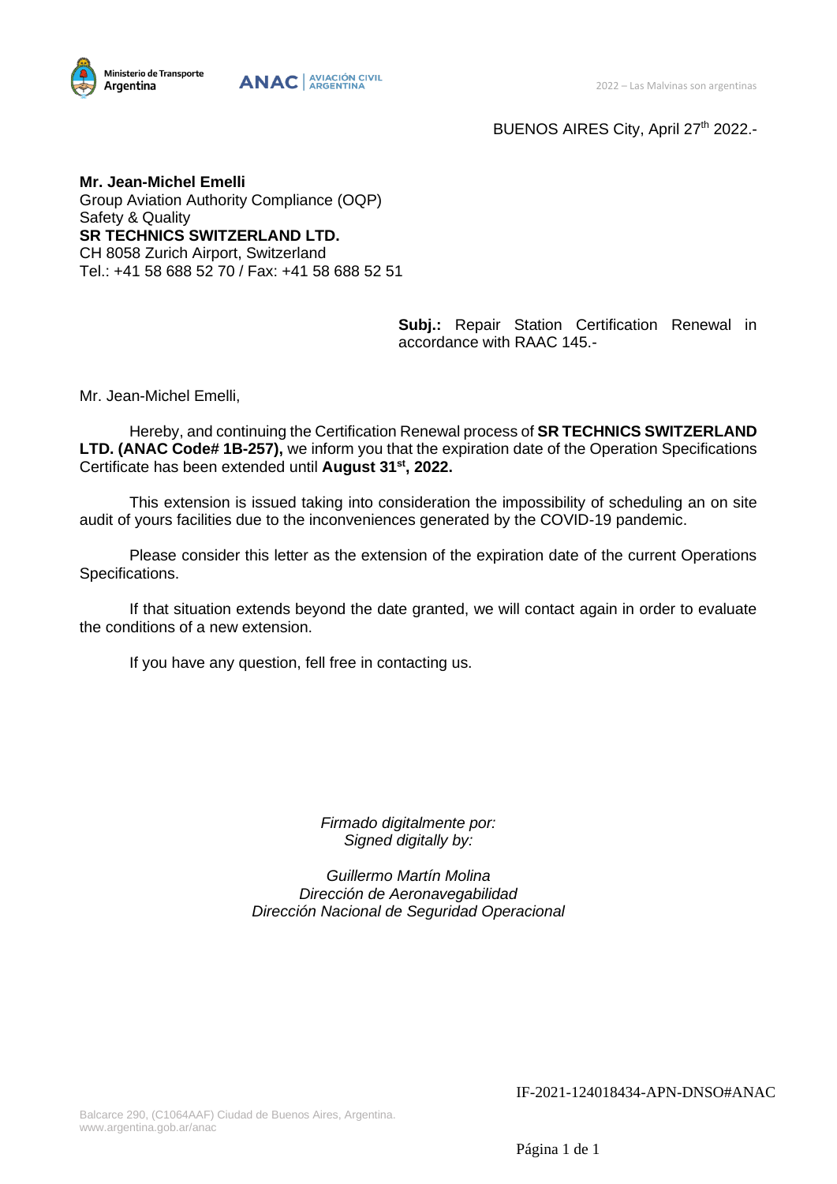Ministerio de Transporte
Argentina

ANAC | AVIACIÓN CIVIL ARGENTINA

2022 – Las Malvinas son argentinas

BUENOS AIRES City, April 27th 2022.-

**Mr. Jean-Michel Emelli**
Group Aviation Authority Compliance (OQP)
Safety & Quality
**SR TECHNICS SWITZERLAND LTD.**
CH 8058 Zurich Airport, Switzerland
Tel.: +41 58 688 52 70 / Fax: +41 58 688 52 51

**Subj.:** Repair Station Certification Renewal in accordance with RAAC 145.-

Mr. Jean-Michel Emelli,

Hereby, and continuing the Certification Renewal process of **SR TECHNICS SWITZERLAND LTD. (ANAC Code# 1B-257),** we inform you that the expiration date of the Operation Specifications Certificate has been extended until **August 31st, 2022.**

This extension is issued taking into consideration the impossibility of scheduling an on site audit of yours facilities due to the inconveniences generated by the COVID-19 pandemic.

Please consider this letter as the extension of the expiration date of the current Operations Specifications.

If that situation extends beyond the date granted, we will contact again in order to evaluate the conditions of a new extension.

If you have any question, fell free in contacting us.

*Firmado digitalmente por:*
*Signed digitally by:*

*Guillermo Martín Molina*
*Dirección de Aeronavegabilidad*
*Dirección Nacional de Seguridad Operacional*

IF-2021-124018434-APN-DNSO#ANAC

Balcarce 290, (C1064AAF) Ciudad de Buenos Aires, Argentina.
www.argentina.gob.ar/anac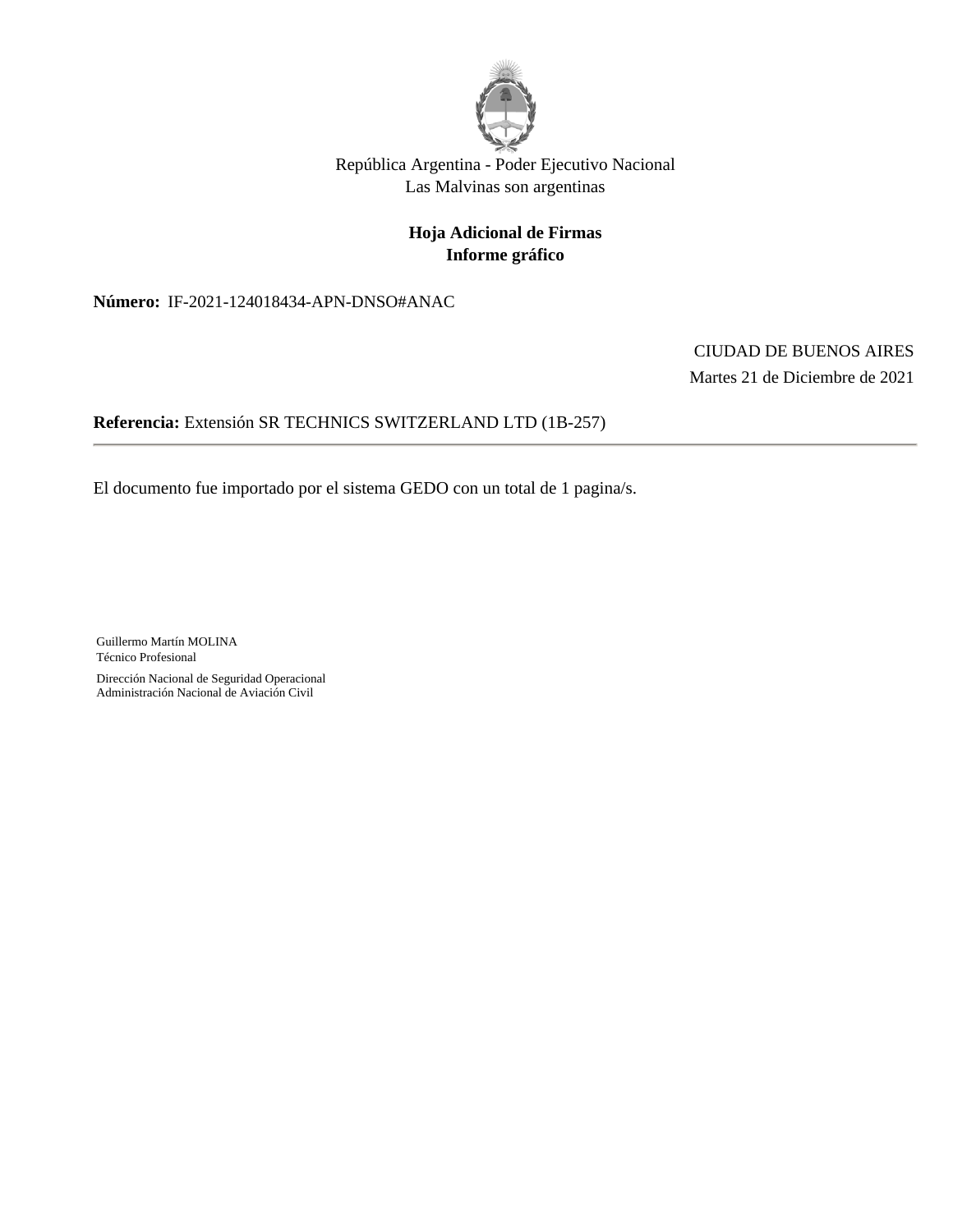República Argentina - Poder Ejecutivo Nacional
Las Malvinas son argentinas

**Hoja Adicional de Firmas**
**Informe gráfico**

**Número:** IF-2021-124018434-APN-DNSO#ANAC

CIUDAD DE BUENOS AIRES
Martes 21 de Diciembre de 2021

**Referencia:** Extensión SR TECHNICS SWITZERLAND LTD (1B-257)

---

El documento fue importado por el sistema GEDO con un total de 1 pagina/s.

Guillermo Martín MOLINA
Técnico Profesional
Dirección Nacional de Seguridad Operacional
Administración Nacional de Aviación Civil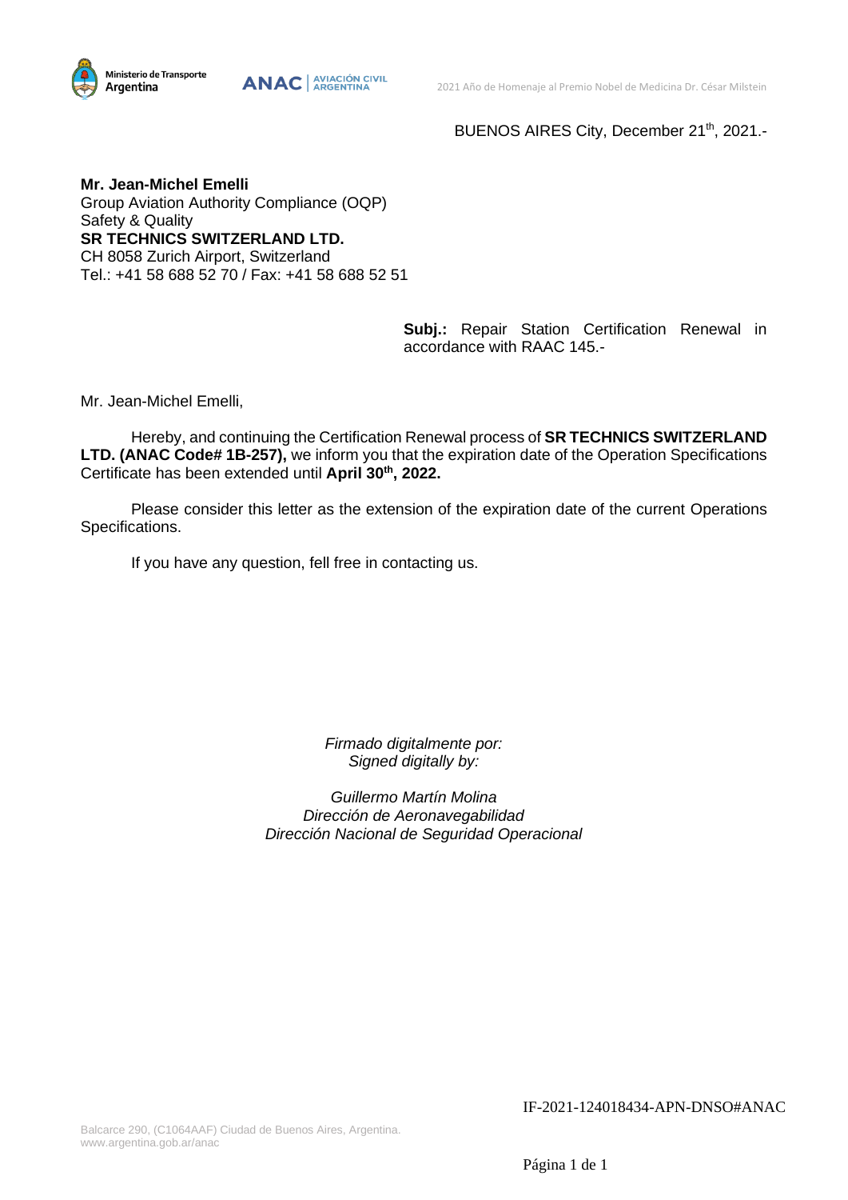Ministerio de Transporte
Argentina

ANAC | AVIACIÓN CIVIL ARGENTINA

2021 Año de Homenaje al Premio Nobel de Medicina Dr. César Milstein

BUENOS AIRES City, December 21th, 2021.-

**Mr. Jean-Michel Emelli**
Group Aviation Authority Compliance (OQP)
Safety & Quality
**SR TECHNICS SWITZERLAND LTD.**
CH 8058 Zurich Airport, Switzerland
Tel.: +41 58 688 52 70 / Fax: +41 58 688 52 51

**Subj.:** Repair Station Certification Renewal in accordance with RAAC 145.-

Mr. Jean-Michel Emelli,

Hereby, and continuing the Certification Renewal process of **SR TECHNICS SWITZERLAND LTD. (ANAC Code# 1B-257),** we inform you that the expiration date of the Operation Specifications Certificate has been extended until **April 30th, 2022.**

Please consider this letter as the extension of the expiration date of the current Operations Specifications.

If you have any question, fell free in contacting us.

*Firmado digitalmente por:*
*Signed digitally by:*

*Guillermo Martín Molina*
*Dirección de Aeronavegabilidad*
*Dirección Nacional de Seguridad Operacional*

IF-2021-124018434-APN-DNSO#ANAC

Balcarce 290, (C1064AAF) Ciudad de Buenos Aires, Argentina.
www.argentina.gob.ar/anac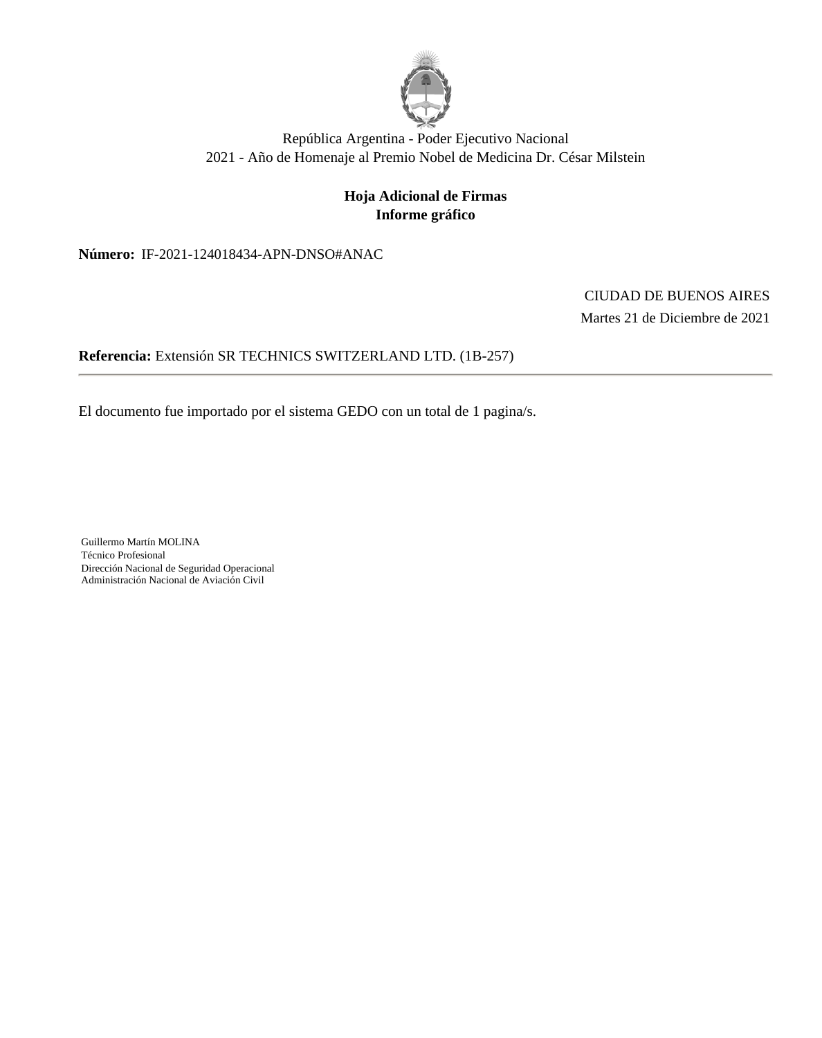República Argentina - Poder Ejecutivo Nacional
2021 - Año de Homenaje al Premio Nobel de Medicina Dr. César Milstein

**Hoja Adicional de Firmas**
**Informe gráfico**

**Número:** IF-2021-124018434-APN-DNSO#ANAC

CIUDAD DE BUENOS AIRES
Martes 21 de Diciembre de 2021

**Referencia:** Extensión SR TECHNICS SWITZERLAND LTD. (1B-257)

---

El documento fue importado por el sistema GEDO con un total de 1 pagina/s.

Guillermo Martín MOLINA
Técnico Profesional
Dirección Nacional de Seguridad Operacional
Administración Nacional de Aviación Civil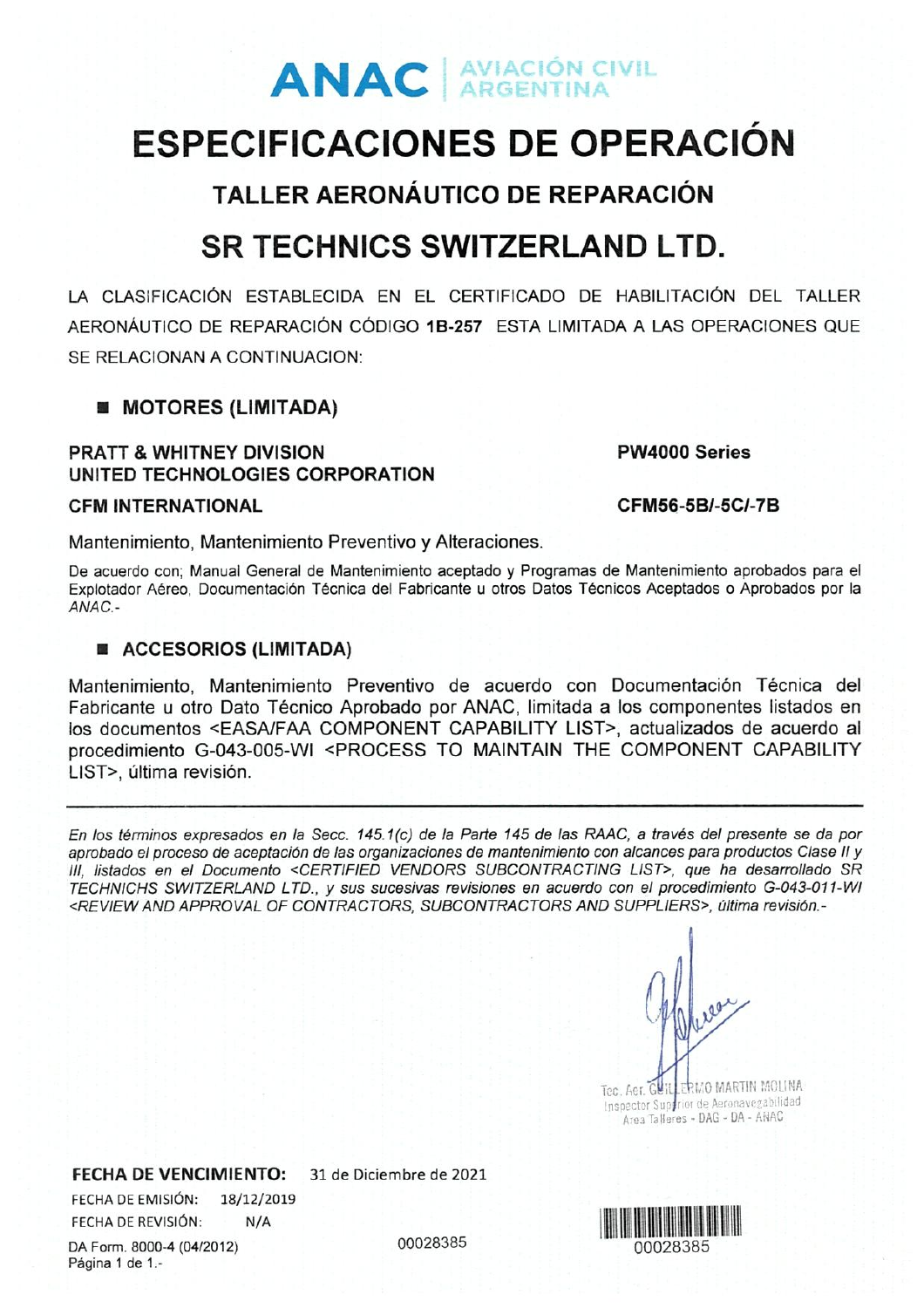**ANAC** | AVIACIÓN CIVIL ARGENTINA

# ESPECIFICACIONES DE OPERACIÓN

## TALLER AERONÁUTICO DE REPARACIÓN

## SR TECHNICS SWITZERLAND LTD.

LA CLASIFICACIÓN ESTABLECIDA EN EL CERTIFICADO DE HABILITACIÓN DEL TALLER AERONÁUTICO DE REPARACIÓN CÓDIGO **1B-257** ESTA LIMITADA A LAS OPERACIONES QUE SE RELACIONAN A CONTINUACION:

### ■ MOTORES (LIMITADA)

| | |
|---|---|
| **PRATT & WHITNEY DIVISION UNITED TECHNOLOGIES CORPORATION** | **PW4000 Series** |
| **CFM INTERNATIONAL** | **CFM56-5B/-5C/-7B** |

Mantenimiento, Mantenimiento Preventivo y Alteraciones.

De acuerdo con; Manual General de Mantenimiento aceptado y Programas de Mantenimiento aprobados para el Explotador Aéreo, Documentación Técnica del Fabricante u otros Datos Técnicos Aceptados o Aprobados por la *ANAC.-*

### ■ ACCESORIOS (LIMITADA)

Mantenimiento, Mantenimiento Preventivo de acuerdo con Documentación Técnica del Fabricante u otro Dato Técnico Aprobado por ANAC, limitada a los componentes listados en los documentos <EASA/FAA COMPONENT CAPABILITY LIST>, actualizados de acuerdo al procedimiento G-043-005-WI <PROCESS TO MAINTAIN THE COMPONENT CAPABILITY LIST>, última revisión.

---

*En los términos expresados en la Secc. 145.1(c) de la Parte 145 de las RAAC, a través del presente se da por aprobado el proceso de aceptación de las organizaciones de mantenimiento con alcances para productos Clase II y III, listados en el Documento <CERTIFIED VENDORS SUBCONTRACTING LIST>, que ha desarrollado SR TECHNICHS SWITZERLAND LTD., y sus sucesivas revisiones en acuerdo con el procedimiento G-043-011-WI <REVIEW AND APPROVAL OF CONTRACTORS, SUBCONTRACTORS AND SUPPLIERS>, última revisión.-*

Tec. Aer. GUILLERMO MARTIN MOLINA
Inspector Superior de Aeronavegabilidad
Area Talleres - DAG - DA - ANAC

**FECHA DE VENCIMIENTO:** 31 de Diciembre de 2021

FECHA DE EMISIÓN: 18/12/2019

FECHA DE REVISIÓN: N/A

DA Form. 8000-4 (04/2012)

00028385

00028385